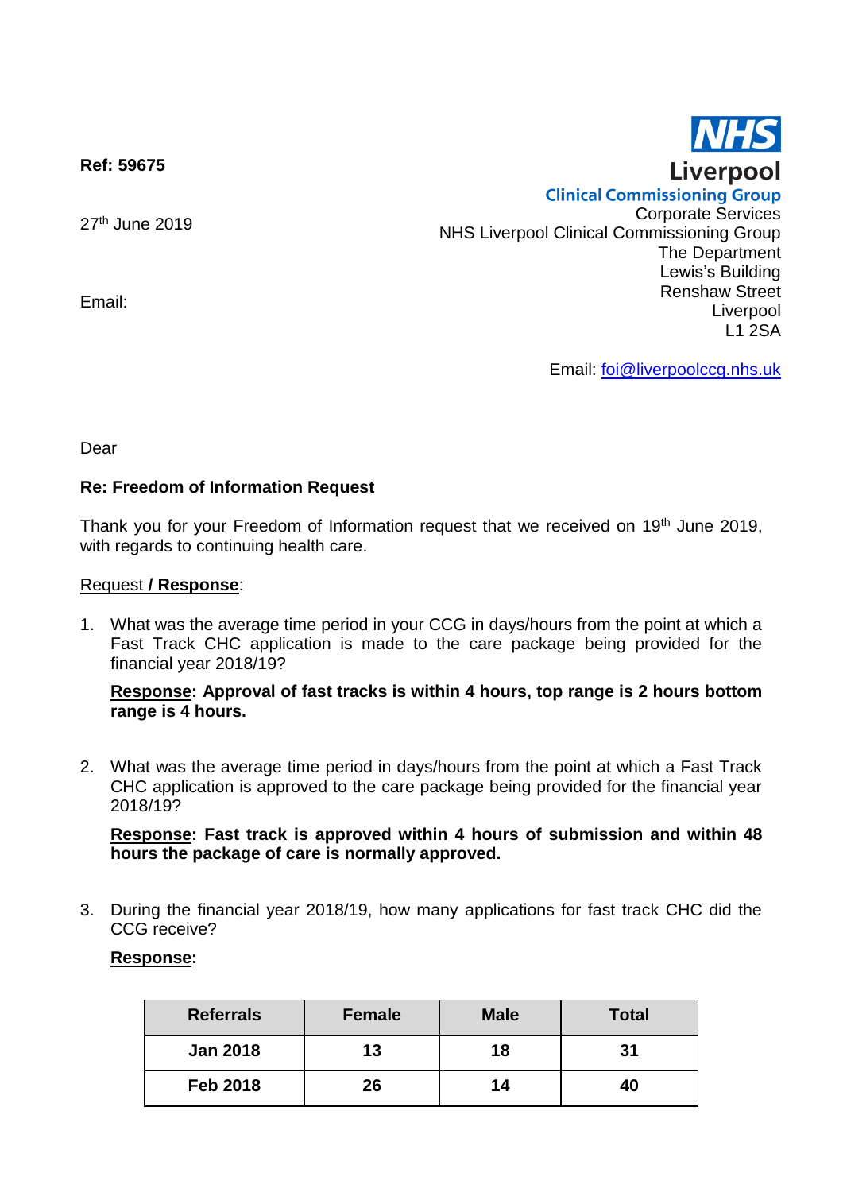**Ref: 59675**

27th June 2019

Email:

NHS
Liverpool
Clinical Commissioning Group
Corporate Services
NHS Liverpool Clinical Commissioning Group
The Department
Lewis's Building
Renshaw Street
Liverpool
L1 2SA

Email: foi@liverpoolccg.nhs.uk

Dear

**Re: Freedom of Information Request**

Thank you for your Freedom of Information request that we received on 19th June 2019, with regards to continuing health care.

Request **/ Response**:

1. What was the average time period in your CCG in days/hours from the point at which a Fast Track CHC application is made to the care package being provided for the financial year 2018/19?

   **Response: Approval of fast tracks is within 4 hours, top range is 2 hours bottom range is 4 hours.**

2. What was the average time period in days/hours from the point at which a Fast Track CHC application is approved to the care package being provided for the financial year 2018/19?

   **Response: Fast track is approved within 4 hours of submission and within 48 hours the package of care is normally approved.**

3. During the financial year 2018/19, how many applications for fast track CHC did the CCG receive?

   **Response:**

| Referrals | Female | Male | Total |
|---|---|---|---|
| **Jan 2018** | **13** | **18** | **31** |
| **Feb 2018** | **26** | **14** | **40** |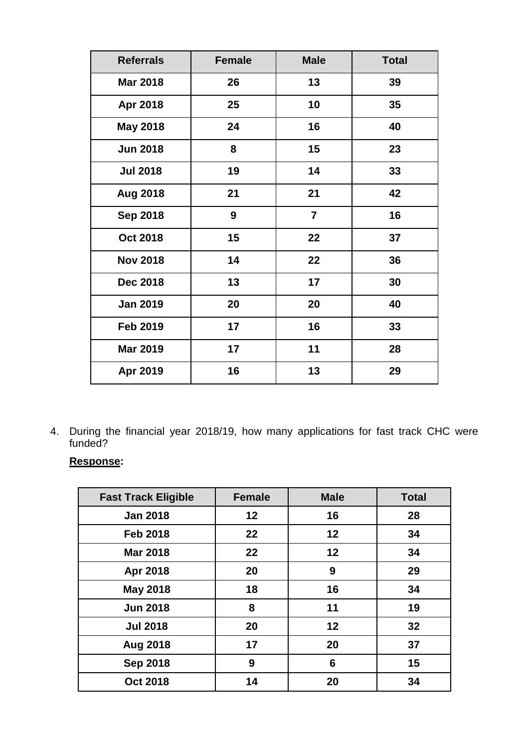| Referrals | Female | Male | Total |
|---|---|---|---|
| Mar 2018 | 26 | 13 | 39 |
| Apr 2018 | 25 | 10 | 35 |
| May 2018 | 24 | 16 | 40 |
| Jun 2018 | 8 | 15 | 23 |
| Jul 2018 | 19 | 14 | 33 |
| Aug 2018 | 21 | 21 | 42 |
| Sep 2018 | 9 | 7 | 16 |
| Oct 2018 | 15 | 22 | 37 |
| Nov 2018 | 14 | 22 | 36 |
| Dec 2018 | 13 | 17 | 30 |
| Jan 2019 | 20 | 20 | 40 |
| Feb 2019 | 17 | 16 | 33 |
| Mar 2019 | 17 | 11 | 28 |
| Apr 2019 | 16 | 13 | 29 |

4. During the financial year 2018/19, how many applications for fast track CHC were funded?

   **<u>Response</u>:**

| Fast Track Eligible | Female | Male | Total |
|---|---|---|---|
| Jan 2018 | 12 | 16 | 28 |
| Feb 2018 | 22 | 12 | 34 |
| Mar 2018 | 22 | 12 | 34 |
| Apr 2018 | 20 | 9 | 29 |
| May 2018 | 18 | 16 | 34 |
| Jun 2018 | 8 | 11 | 19 |
| Jul 2018 | 20 | 12 | 32 |
| Aug 2018 | 17 | 20 | 37 |
| Sep 2018 | 9 | 6 | 15 |
| Oct 2018 | 14 | 20 | 34 |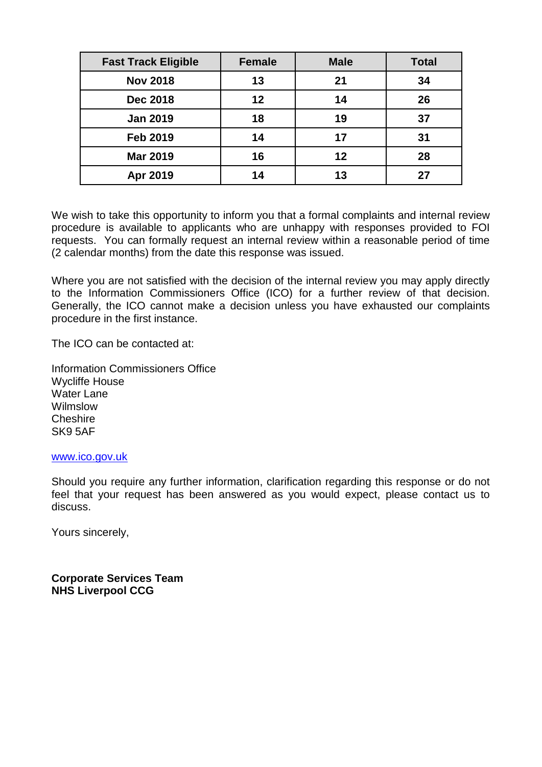| Fast Track Eligible | Female | Male | Total |
| --- | --- | --- | --- |
| Nov 2018 | 13 | 21 | 34 |
| Dec 2018 | 12 | 14 | 26 |
| Jan 2019 | 18 | 19 | 37 |
| Feb 2019 | 14 | 17 | 31 |
| Mar 2019 | 16 | 12 | 28 |
| Apr 2019 | 14 | 13 | 27 |

We wish to take this opportunity to inform you that a formal complaints and internal review procedure is available to applicants who are unhappy with responses provided to FOI requests. You can formally request an internal review within a reasonable period of time (2 calendar months) from the date this response was issued.

Where you are not satisfied with the decision of the internal review you may apply directly to the Information Commissioners Office (ICO) for a further review of that decision. Generally, the ICO cannot make a decision unless you have exhausted our complaints procedure in the first instance.

The ICO can be contacted at:

Information Commissioners Office
Wycliffe House
Water Lane
Wilmslow
Cheshire
SK9 5AF

www.ico.gov.uk

Should you require any further information, clarification regarding this response or do not feel that your request has been answered as you would expect, please contact us to discuss.

Yours sincerely,

**Corporate Services Team**
**NHS Liverpool CCG**